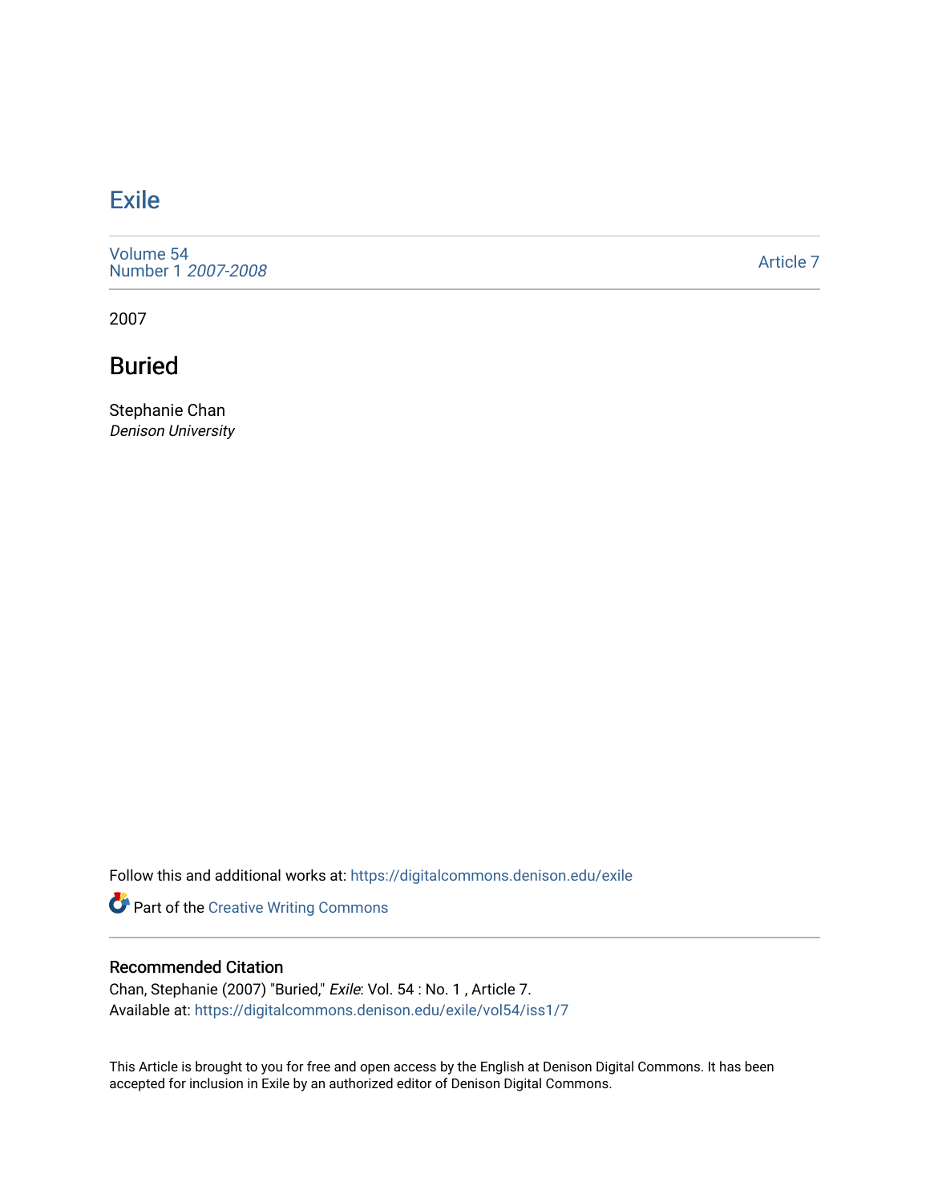# Exile

Volume 54
Number 1 *2007-2008*

Article 7

2007

## Buried

Stephanie Chan
*Denison University*

Follow this and additional works at: https://digitalcommons.denison.edu/exile

Part of the Creative Writing Commons

### Recommended Citation

Chan, Stephanie (2007) "Buried," *Exile*: Vol. 54 : No. 1 , Article 7.
Available at: https://digitalcommons.denison.edu/exile/vol54/iss1/7

This Article is brought to you for free and open access by the English at Denison Digital Commons. It has been accepted for inclusion in Exile by an authorized editor of Denison Digital Commons.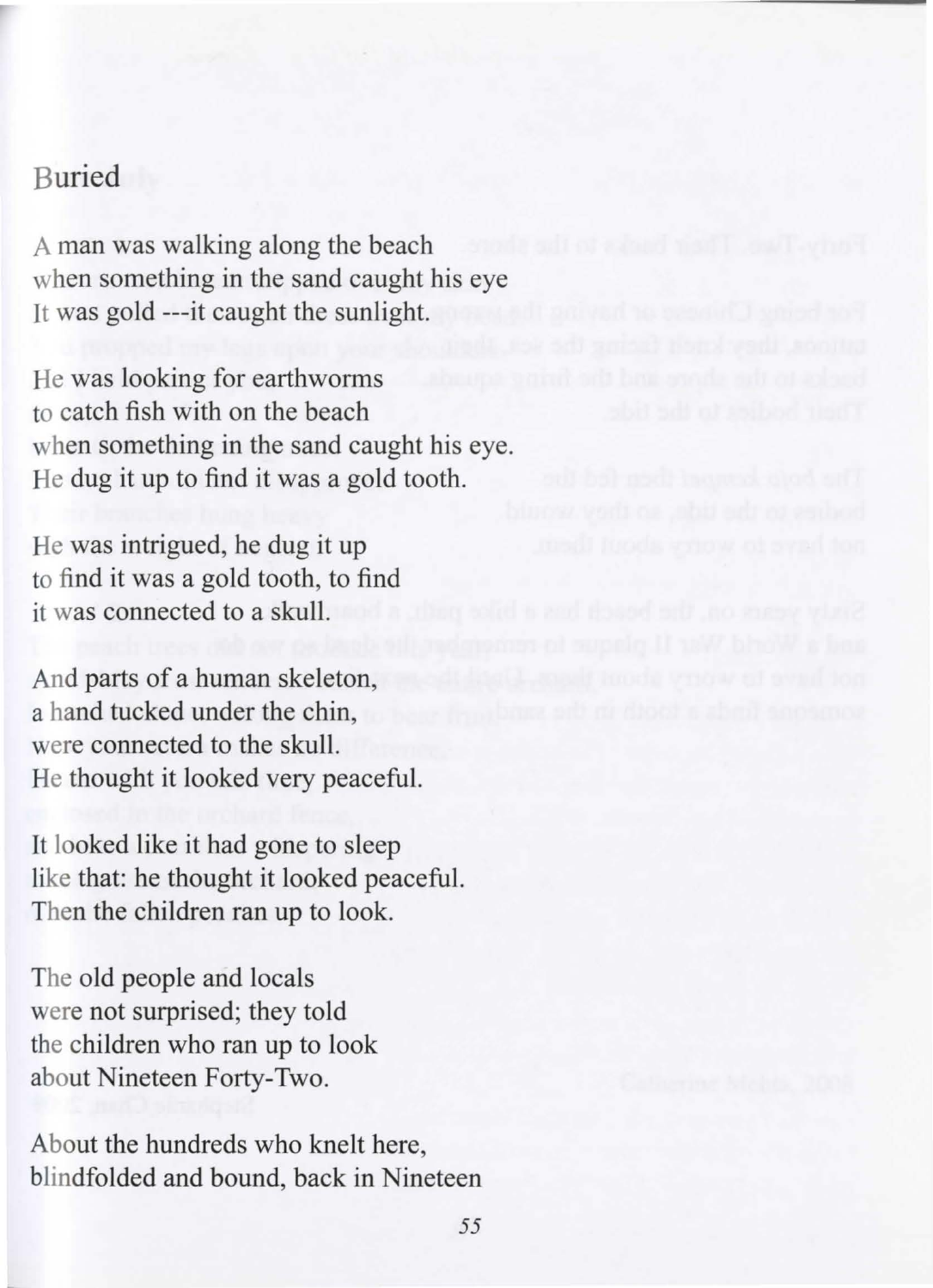## Buried

A man was walking along the beach  
when something in the sand caught his eye  
It was gold ---it caught the sunlight.

He was looking for earthworms  
to catch fish with on the beach  
when something in the sand caught his eye.  
He dug it up to find it was a gold tooth.

He was intrigued, he dug it up  
to find it was a gold tooth, to find  
it was connected to a skull.

And parts of a human skeleton,  
a hand tucked under the chin,  
were connected to the skull.  
He thought it looked very peaceful.

It looked like it had gone to sleep  
like that: he thought it looked peaceful.  
Then the children ran up to look.

The old people and locals  
were not surprised; they told  
the children who ran up to look  
about Nineteen Forty-Two.

About the hundreds who knelt here,  
blindfolded and bound, back in Nineteen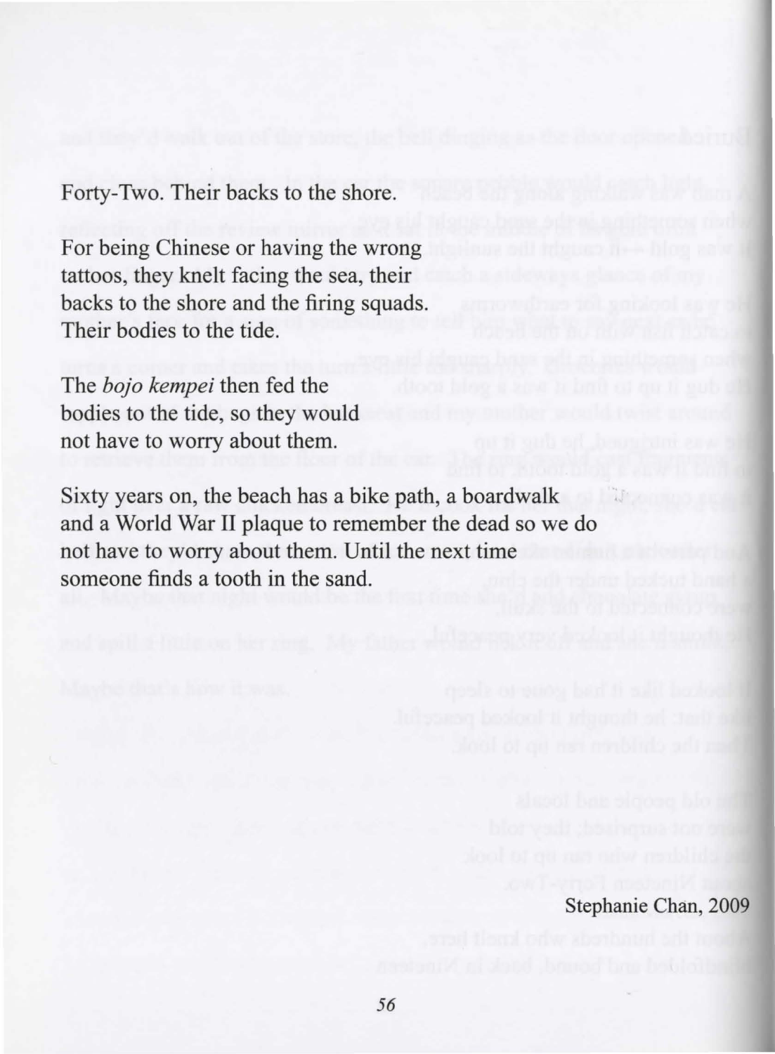Forty-Two. Their backs to the shore.

For being Chinese or having the wrong
tattoos, they knelt facing the sea, their
backs to the shore and the firing squads.
Their bodies to the tide.

The *bojo kempei* then fed the
bodies to the tide, so they would
not have to worry about them.

Sixty years on, the beach has a bike path, a boardwalk
and a World War II plaque to remember the dead so we do
not have to worry about them. Until the next time
someone finds a tooth in the sand.

Stephanie Chan, 2009